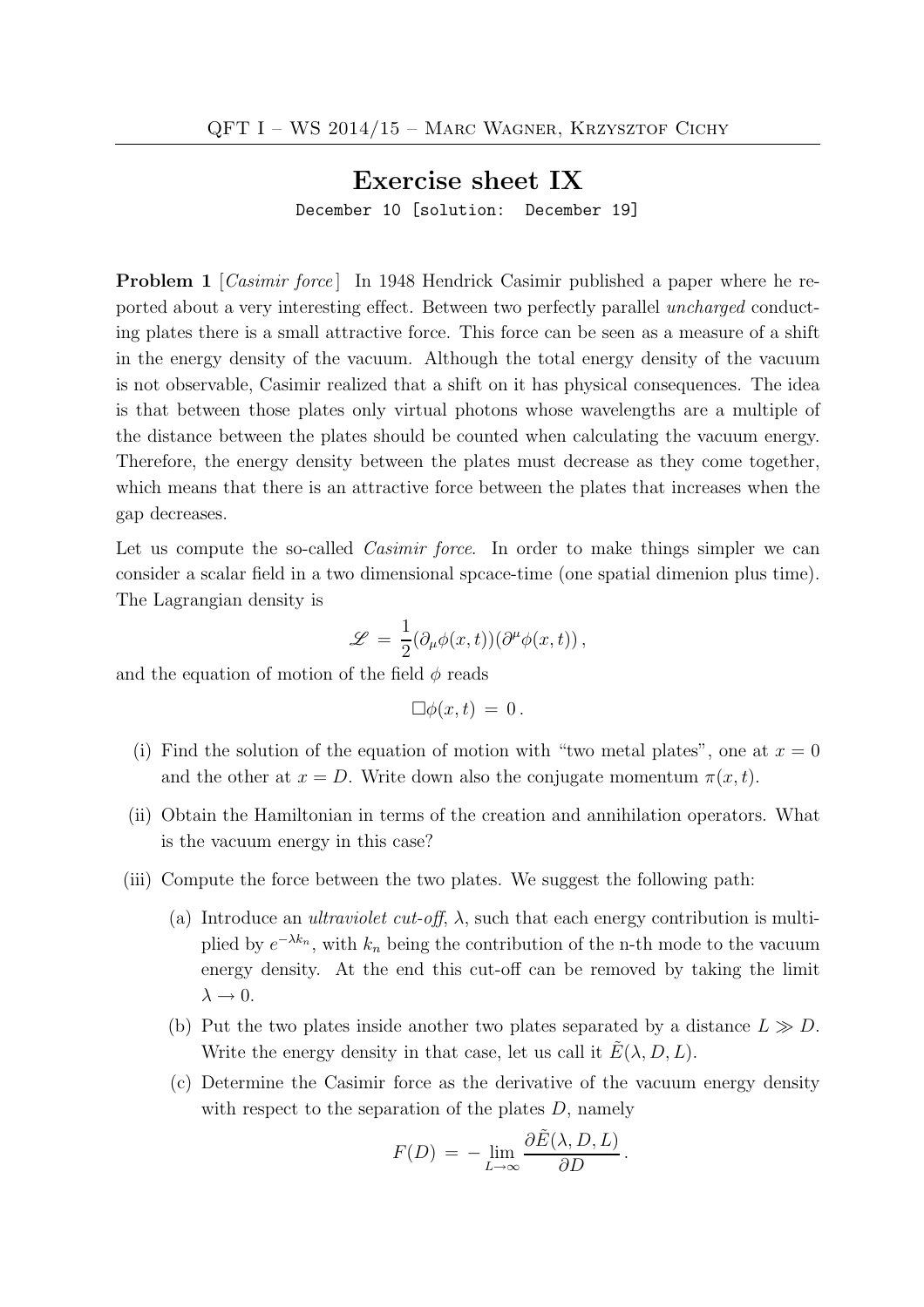# Exercise sheet IX

December 10 [solution: December 19]

**Problem 1** [*Casimir force*] In 1948 Hendrick Casimir published a paper where he reported about a very interesting effect. Between two perfectly parallel *uncharged* conducting plates there is a small attractive force. This force can be seen as a measure of a shift in the energy density of the vacuum. Although the total energy density of the vacuum is not observable, Casimir realized that a shift on it has physical consequences. The idea is that between those plates only virtual photons whose wavelengths are a multiple of the distance between the plates should be counted when calculating the vacuum energy. Therefore, the energy density between the plates must decrease as they come together, which means that there is an attractive force between the plates that increases when the gap decreases.

Let us compute the so-called *Casimir force*. In order to make things simpler we can consider a scalar field in a two dimensional spcace-time (one spatial dimenion plus time). The Lagrangian density is

$$\mathscr{L} = \frac{1}{2}(\partial_\mu \phi(x,t))(\partial^\mu \phi(x,t)),$$

and the equation of motion of the field $\phi$ reads

$$\Box \phi(x,t) = 0.$$

(i) Find the solution of the equation of motion with "two metal plates", one at $x = 0$ and the other at $x = D$. Write down also the conjugate momentum $\pi(x,t)$.

(ii) Obtain the Hamiltonian in terms of the creation and annihilation operators. What is the vacuum energy in this case?

(iii) Compute the force between the two plates. We suggest the following path:

(a) Introduce an *ultraviolet cut-off*, $\lambda$, such that each energy contribution is multiplied by $e^{-\lambda k_n}$, with $k_n$ being the contribution of the n-th mode to the vacuum energy density. At the end this cut-off can be removed by taking the limit $\lambda \to 0$.

(b) Put the two plates inside another two plates separated by a distance $L \gg D$. Write the energy density in that case, let us call it $\tilde{E}(\lambda, D, L)$.

(c) Determine the Casimir force as the derivative of the vacuum energy density with respect to the separation of the plates $D$, namely

$$F(D) = -\lim_{L\to\infty} \frac{\partial \tilde{E}(\lambda, D, L)}{\partial D}.$$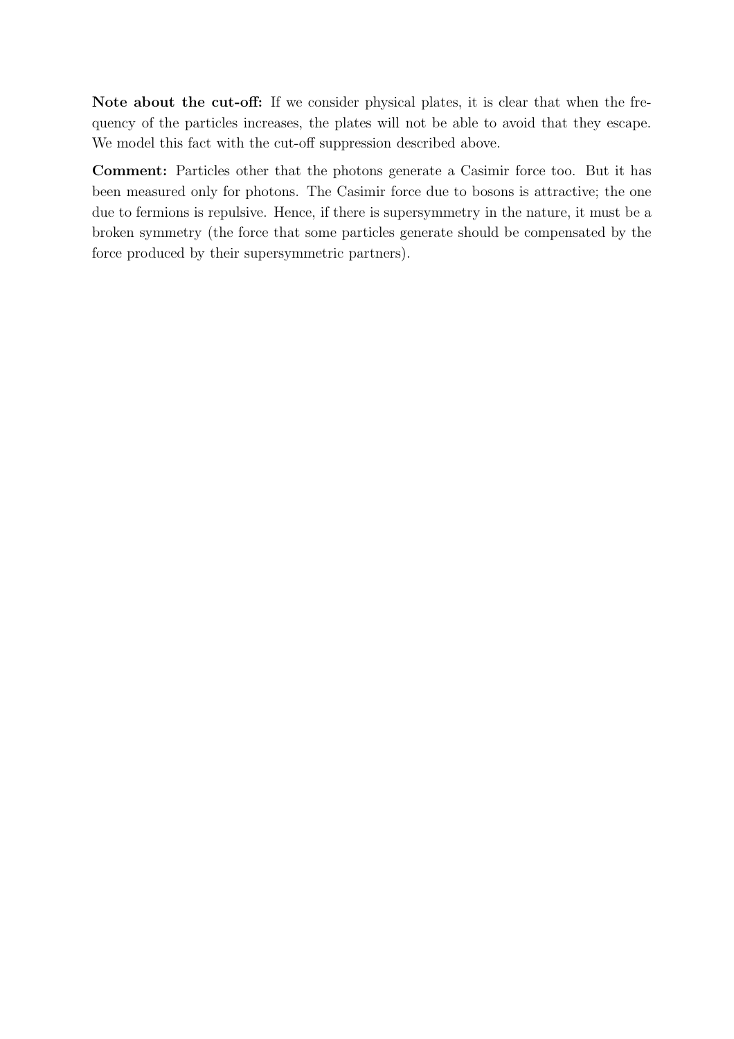**Note about the cut-off:** If we consider physical plates, it is clear that when the frequency of the particles increases, the plates will not be able to avoid that they escape. We model this fact with the cut-off suppression described above.

**Comment:** Particles other that the photons generate a Casimir force too. But it has been measured only for photons. The Casimir force due to bosons is attractive; the one due to fermions is repulsive. Hence, if there is supersymmetry in the nature, it must be a broken symmetry (the force that some particles generate should be compensated by the force produced by their supersymmetric partners).